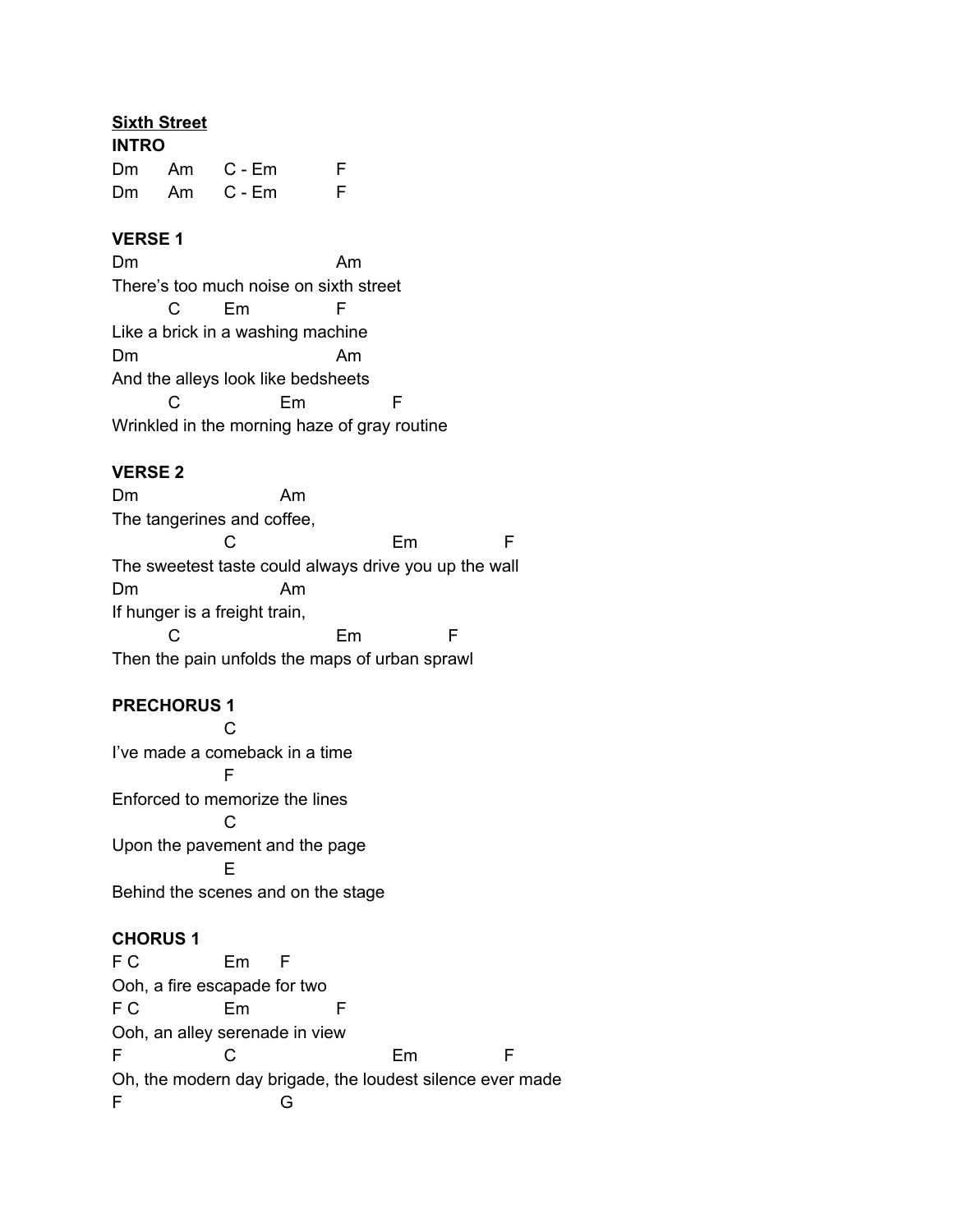**<u>Sixth Street</u>**

**INTRO**

```
Dm      Am      C - Em          F
Dm      Am      C - Em          F
```

**VERSE 1**

```
Dm                              Am
There's too much noise on sixth street
          C         Em                F
Like a brick in a washing machine
Dm                              Am
And the alleys look like bedsheets
          C                   Em                F
Wrinkled in the morning haze of gray routine
```

**VERSE 2**

```
Dm                      Am
The tangerines and coffee,
                  C                            Em               F
The sweetest taste could always drive you up the wall
Dm                      Am
If hunger is a freight train,
          C                           Em               F
Then the pain unfolds the maps of urban sprawl
```

**PRECHORUS 1**

```
                  C
I've made a comeback in a time
                  F
Enforced to memorize the lines
                  C
Upon the pavement and the page
                  E
Behind the scenes and on the stage
```

**CHORUS 1**

```
F C               Em      F
Ooh, a fire escapade for two
F C               Em              F
Ooh, an alley serenade in view
F                 C                            Em               F
Oh, the modern day brigade, the loudest silence ever made
F                           G
```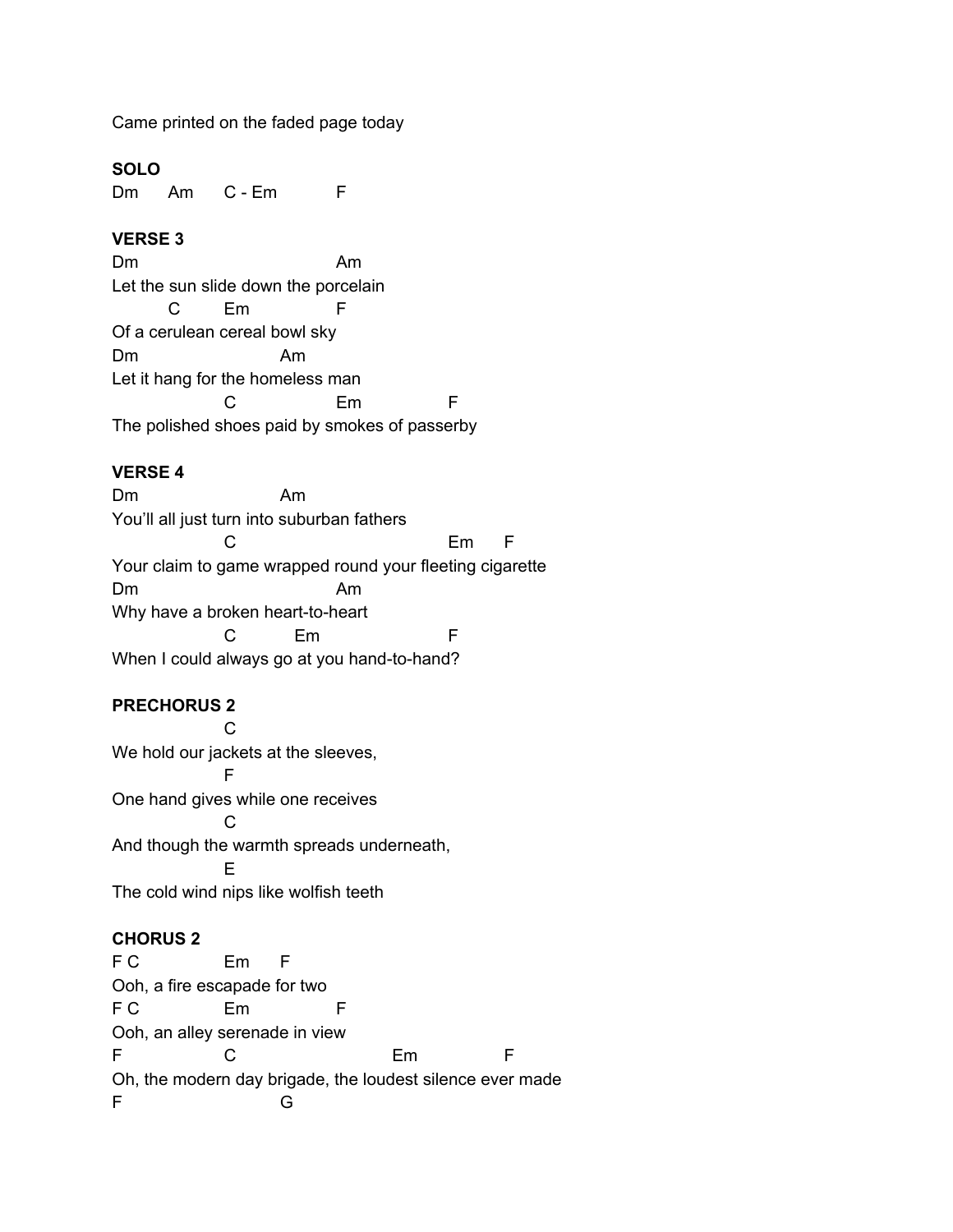Came printed on the faded page today

**SOLO**

```
Dm      Am      C - Em          F
```

**VERSE 3**

```
Dm                              Am
Let the sun slide down the porcelain
         C        Em              F
Of a cerulean cereal bowl sky
Dm                        Am
Let it hang for the homeless man
                  C                 Em               F
The polished shoes paid by smokes of passerby
```

**VERSE 4**

```
Dm                        Am
You'll all just turn into suburban fathers
                  C                                   Em     F
Your claim to game wrapped round your fleeting cigarette
Dm                              Am
Why have a broken heart-to-heart
                  C          Em                    F
When I could always go at you hand-to-hand?
```

**PRECHORUS 2**

```
                  C
We hold our jackets at the sleeves,
                  F
One hand gives while one receives
                  C
And though the warmth spreads underneath,
                  E
The cold wind nips like wolfish teeth
```

**CHORUS 2**

```
F C               Em     F
Ooh, a fire escapade for two
F C               Em             F
Ooh, an alley serenade in view
F                 C                    Em               F
Oh, the modern day brigade, the loudest silence ever made
F                         G
```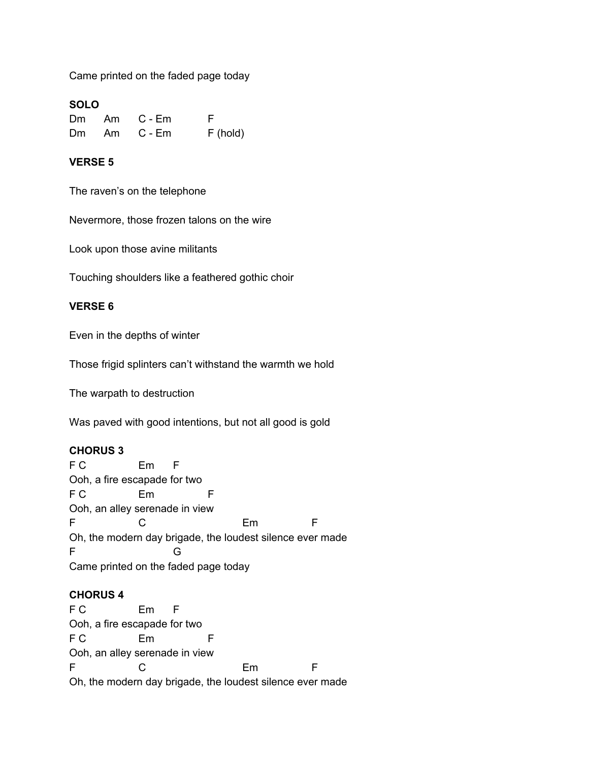Came printed on the faded page today

**SOLO**

```
Dm      Am      C - Em          F
Dm      Am      C - Em          F (hold)
```

**VERSE 5**

The raven's on the telephone

Nevermore, those frozen talons on the wire

Look upon those avine militants

Touching shoulders like a feathered gothic choir

**VERSE 6**

Even in the depths of winter

Those frigid splinters can't withstand the warmth we hold

The warpath to destruction

Was paved with good intentions, but not all good is gold

**CHORUS 3**

```
F C             Em      F
Ooh, a fire escapade for two
F C             Em              F
Ooh, an alley serenade in view
F               C                       Em              F
Oh, the modern day brigade, the loudest silence ever made
F                       G
Came printed on the faded page today
```

**CHORUS 4**

```
F C             Em      F
Ooh, a fire escapade for two
F C             Em              F
Ooh, an alley serenade in view
F               C                       Em              F
Oh, the modern day brigade, the loudest silence ever made
```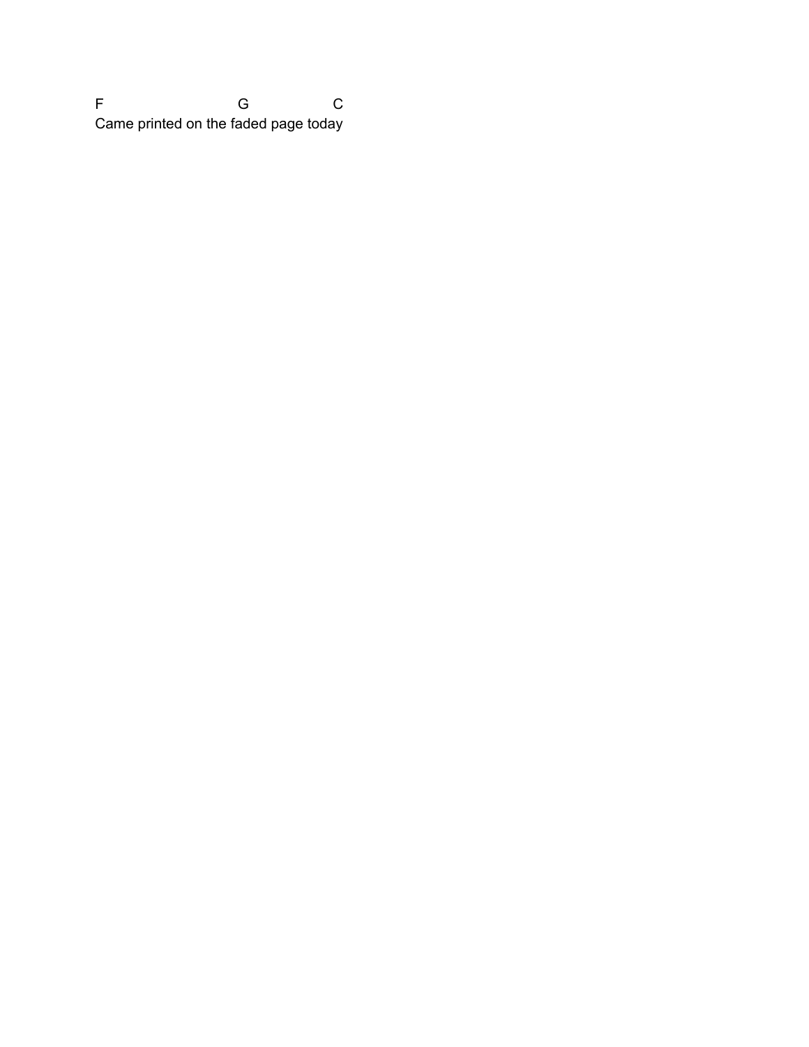```
F                        G                C
Came printed on the faded page today
```